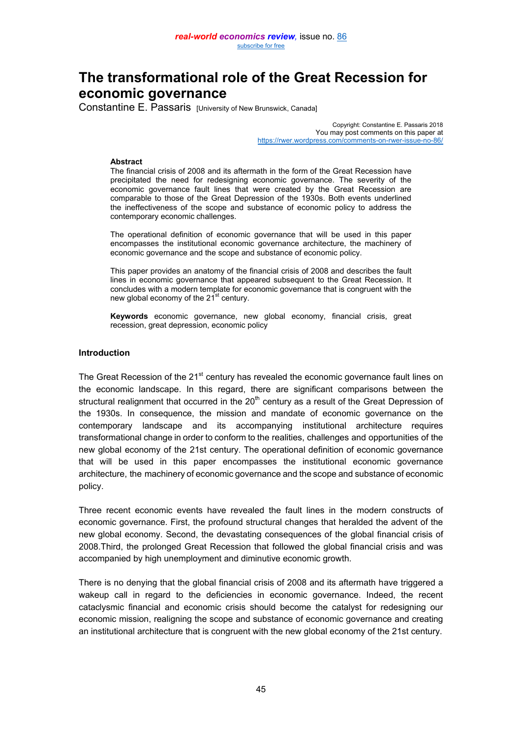# The transformational role of the Great Recession for economic governance

Constantine E. Passaris [University of New Brunswick, Canada]

Copyright: Constantine E. Passaris 2018
You may post comments on this paper at
https://rwer.wordpress.com/comments-on-rwer-issue-no-86/

**Abstract**

The financial crisis of 2008 and its aftermath in the form of the Great Recession have precipitated the need for redesigning economic governance. The severity of the economic governance fault lines that were created by the Great Recession are comparable to those of the Great Depression of the 1930s. Both events underlined the ineffectiveness of the scope and substance of economic policy to address the contemporary economic challenges.

The operational definition of economic governance that will be used in this paper encompasses the institutional economic governance architecture, the machinery of economic governance and the scope and substance of economic policy.

This paper provides an anatomy of the financial crisis of 2008 and describes the fault lines in economic governance that appeared subsequent to the Great Recession. It concludes with a modern template for economic governance that is congruent with the new global economy of the 21st century.

**Keywords** economic governance, new global economy, financial crisis, great recession, great depression, economic policy

## Introduction

The Great Recession of the 21st century has revealed the economic governance fault lines on the economic landscape. In this regard, there are significant comparisons between the structural realignment that occurred in the 20th century as a result of the Great Depression of the 1930s. In consequence, the mission and mandate of economic governance on the contemporary landscape and its accompanying institutional architecture requires transformational change in order to conform to the realities, challenges and opportunities of the new global economy of the 21st century. The operational definition of economic governance that will be used in this paper encompasses the institutional economic governance architecture, the machinery of economic governance and the scope and substance of economic policy.

Three recent economic events have revealed the fault lines in the modern constructs of economic governance. First, the profound structural changes that heralded the advent of the new global economy. Second, the devastating consequences of the global financial crisis of 2008.Third, the prolonged Great Recession that followed the global financial crisis and was accompanied by high unemployment and diminutive economic growth.

There is no denying that the global financial crisis of 2008 and its aftermath have triggered a wakeup call in regard to the deficiencies in economic governance. Indeed, the recent cataclysmic financial and economic crisis should become the catalyst for redesigning our economic mission, realigning the scope and substance of economic governance and creating an institutional architecture that is congruent with the new global economy of the 21st century.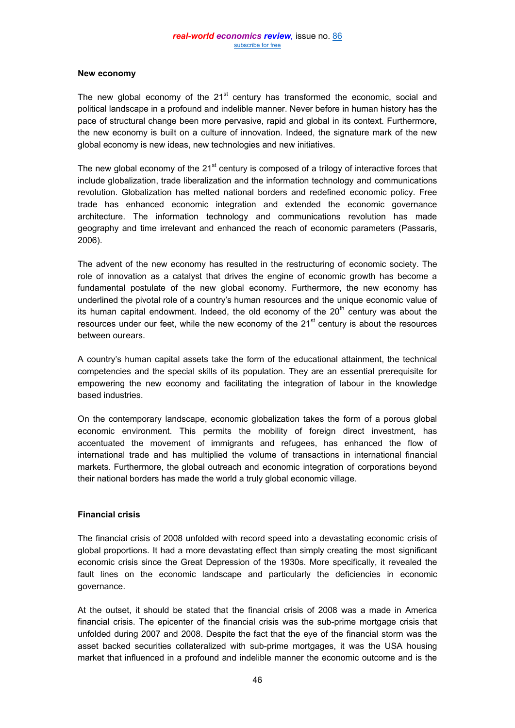### New economy

The new global economy of the 21st century has transformed the economic, social and political landscape in a profound and indelible manner. Never before in human history has the pace of structural change been more pervasive, rapid and global in its context. Furthermore, the new economy is built on a culture of innovation. Indeed, the signature mark of the new global economy is new ideas, new technologies and new initiatives.

The new global economy of the 21st century is composed of a trilogy of interactive forces that include globalization, trade liberalization and the information technology and communications revolution. Globalization has melted national borders and redefined economic policy. Free trade has enhanced economic integration and extended the economic governance architecture. The information technology and communications revolution has made geography and time irrelevant and enhanced the reach of economic parameters (Passaris, 2006).

The advent of the new economy has resulted in the restructuring of economic society. The role of innovation as a catalyst that drives the engine of economic growth has become a fundamental postulate of the new global economy. Furthermore, the new economy has underlined the pivotal role of a country's human resources and the unique economic value of its human capital endowment. Indeed, the old economy of the 20th century was about the resources under our feet, while the new economy of the 21st century is about the resources between ourears.

A country's human capital assets take the form of the educational attainment, the technical competencies and the special skills of its population. They are an essential prerequisite for empowering the new economy and facilitating the integration of labour in the knowledge based industries.

On the contemporary landscape, economic globalization takes the form of a porous global economic environment. This permits the mobility of foreign direct investment, has accentuated the movement of immigrants and refugees, has enhanced the flow of international trade and has multiplied the volume of transactions in international financial markets. Furthermore, the global outreach and economic integration of corporations beyond their national borders has made the world a truly global economic village.

### Financial crisis

The financial crisis of 2008 unfolded with record speed into a devastating economic crisis of global proportions. It had a more devastating effect than simply creating the most significant economic crisis since the Great Depression of the 1930s. More specifically, it revealed the fault lines on the economic landscape and particularly the deficiencies in economic governance.

At the outset, it should be stated that the financial crisis of 2008 was a made in America financial crisis. The epicenter of the financial crisis was the sub-prime mortgage crisis that unfolded during 2007 and 2008. Despite the fact that the eye of the financial storm was the asset backed securities collateralized with sub-prime mortgages, it was the USA housing market that influenced in a profound and indelible manner the economic outcome and is the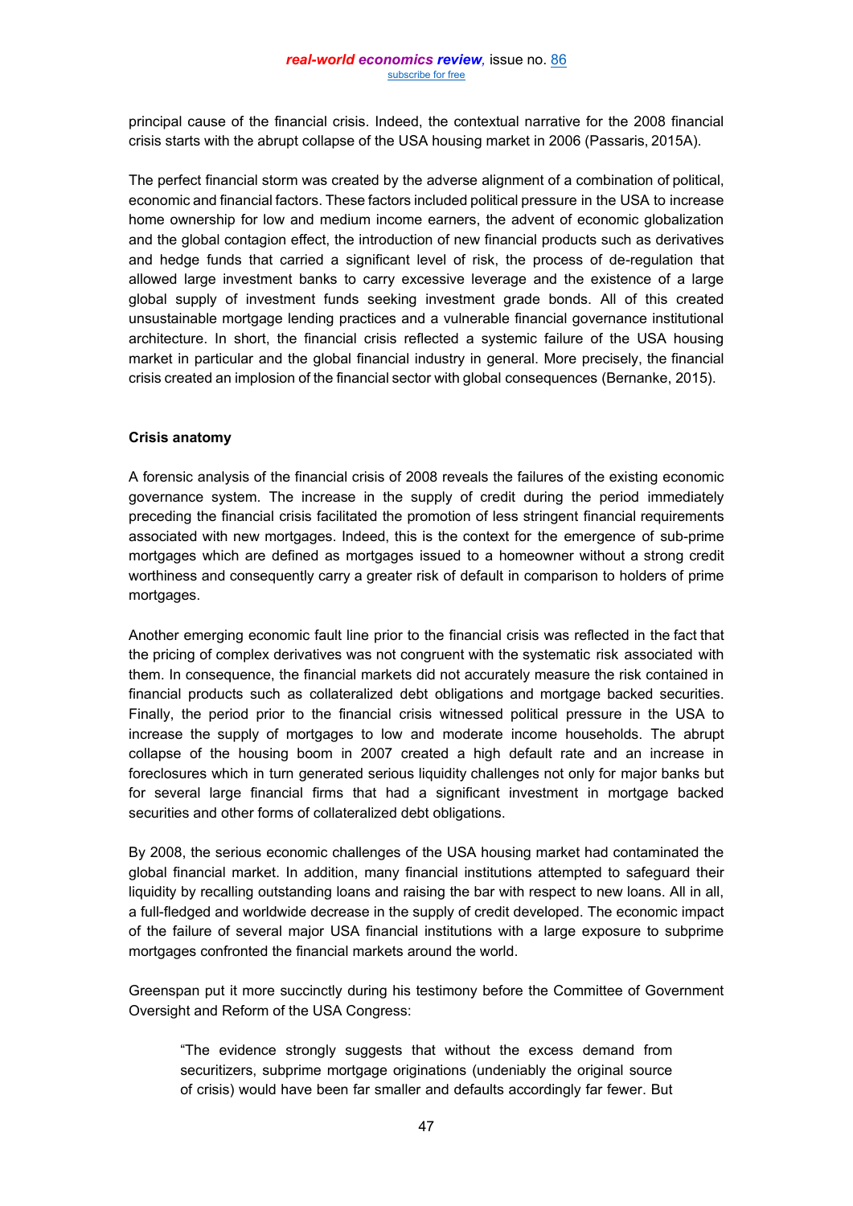principal cause of the financial crisis. Indeed, the contextual narrative for the 2008 financial crisis starts with the abrupt collapse of the USA housing market in 2006 (Passaris, 2015A).

The perfect financial storm was created by the adverse alignment of a combination of political, economic and financial factors. These factors included political pressure in the USA to increase home ownership for low and medium income earners, the advent of economic globalization and the global contagion effect, the introduction of new financial products such as derivatives and hedge funds that carried a significant level of risk, the process of de-regulation that allowed large investment banks to carry excessive leverage and the existence of a large global supply of investment funds seeking investment grade bonds. All of this created unsustainable mortgage lending practices and a vulnerable financial governance institutional architecture. In short, the financial crisis reflected a systemic failure of the USA housing market in particular and the global financial industry in general. More precisely, the financial crisis created an implosion of the financial sector with global consequences (Bernanke, 2015).

### Crisis anatomy

A forensic analysis of the financial crisis of 2008 reveals the failures of the existing economic governance system. The increase in the supply of credit during the period immediately preceding the financial crisis facilitated the promotion of less stringent financial requirements associated with new mortgages. Indeed, this is the context for the emergence of sub-prime mortgages which are defined as mortgages issued to a homeowner without a strong credit worthiness and consequently carry a greater risk of default in comparison to holders of prime mortgages.

Another emerging economic fault line prior to the financial crisis was reflected in the fact that the pricing of complex derivatives was not congruent with the systematic risk associated with them. In consequence, the financial markets did not accurately measure the risk contained in financial products such as collateralized debt obligations and mortgage backed securities. Finally, the period prior to the financial crisis witnessed political pressure in the USA to increase the supply of mortgages to low and moderate income households. The abrupt collapse of the housing boom in 2007 created a high default rate and an increase in foreclosures which in turn generated serious liquidity challenges not only for major banks but for several large financial firms that had a significant investment in mortgage backed securities and other forms of collateralized debt obligations.

By 2008, the serious economic challenges of the USA housing market had contaminated the global financial market. In addition, many financial institutions attempted to safeguard their liquidity by recalling outstanding loans and raising the bar with respect to new loans. All in all, a full-fledged and worldwide decrease in the supply of credit developed. The economic impact of the failure of several major USA financial institutions with a large exposure to subprime mortgages confronted the financial markets around the world.

Greenspan put it more succinctly during his testimony before the Committee of Government Oversight and Reform of the USA Congress:

> "The evidence strongly suggests that without the excess demand from securitizers, subprime mortgage originations (undeniably the original source of crisis) would have been far smaller and defaults accordingly far fewer. But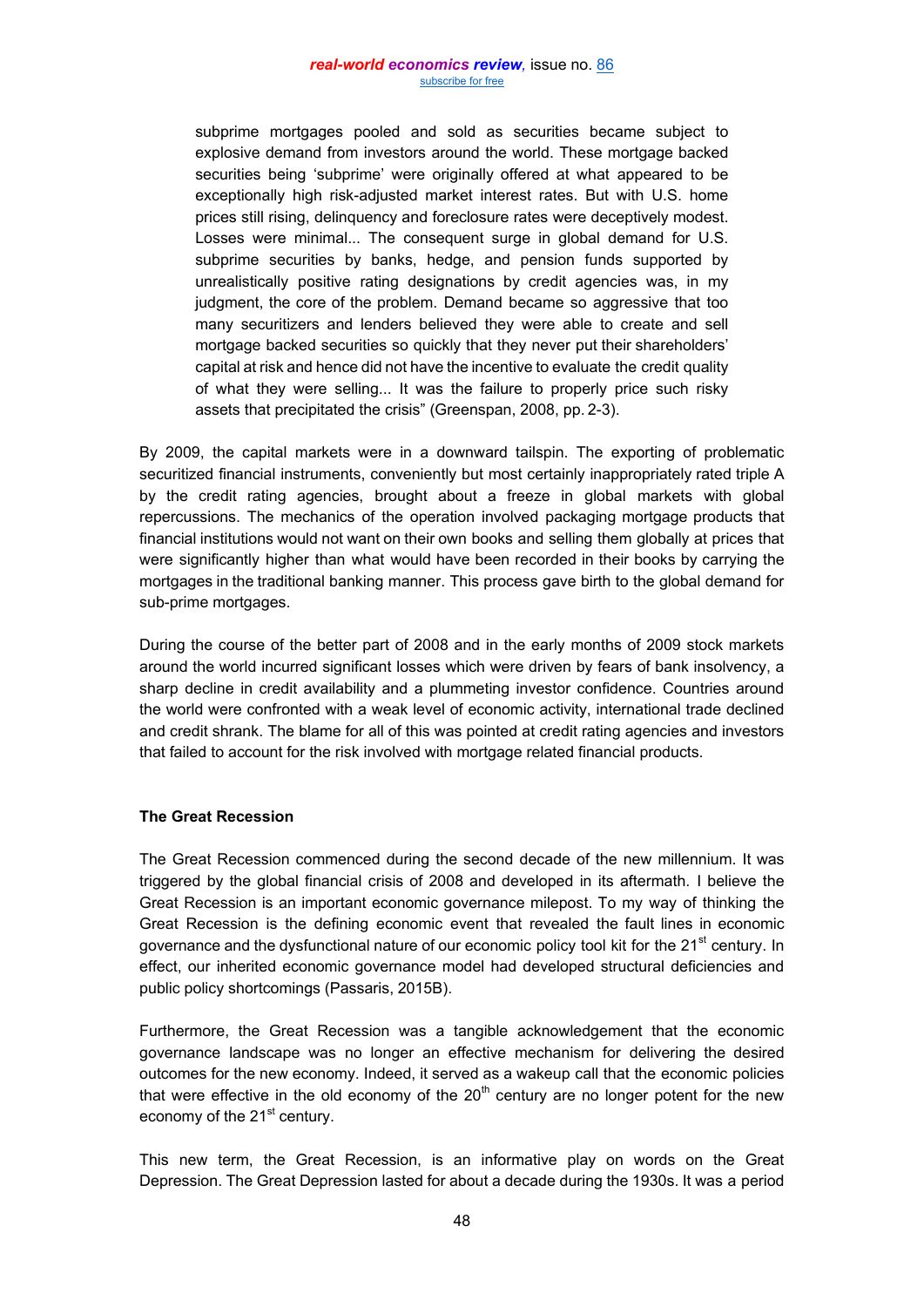subprime mortgages pooled and sold as securities became subject to explosive demand from investors around the world. These mortgage backed securities being 'subprime' were originally offered at what appeared to be exceptionally high risk-adjusted market interest rates. But with U.S. home prices still rising, delinquency and foreclosure rates were deceptively modest. Losses were minimal... The consequent surge in global demand for U.S. subprime securities by banks, hedge, and pension funds supported by unrealistically positive rating designations by credit agencies was, in my judgment, the core of the problem. Demand became so aggressive that too many securitizers and lenders believed they were able to create and sell mortgage backed securities so quickly that they never put their shareholders' capital at risk and hence did not have the incentive to evaluate the credit quality of what they were selling... It was the failure to properly price such risky assets that precipitated the crisis" (Greenspan, 2008, pp. 2-3).

By 2009, the capital markets were in a downward tailspin. The exporting of problematic securitized financial instruments, conveniently but most certainly inappropriately rated triple A by the credit rating agencies, brought about a freeze in global markets with global repercussions. The mechanics of the operation involved packaging mortgage products that financial institutions would not want on their own books and selling them globally at prices that were significantly higher than what would have been recorded in their books by carrying the mortgages in the traditional banking manner. This process gave birth to the global demand for sub-prime mortgages.

During the course of the better part of 2008 and in the early months of 2009 stock markets around the world incurred significant losses which were driven by fears of bank insolvency, a sharp decline in credit availability and a plummeting investor confidence. Countries around the world were confronted with a weak level of economic activity, international trade declined and credit shrank. The blame for all of this was pointed at credit rating agencies and investors that failed to account for the risk involved with mortgage related financial products.

**The Great Recession**

The Great Recession commenced during the second decade of the new millennium. It was triggered by the global financial crisis of 2008 and developed in its aftermath. I believe the Great Recession is an important economic governance milepost. To my way of thinking the Great Recession is the defining economic event that revealed the fault lines in economic governance and the dysfunctional nature of our economic policy tool kit for the 21st century. In effect, our inherited economic governance model had developed structural deficiencies and public policy shortcomings (Passaris, 2015B).

Furthermore, the Great Recession was a tangible acknowledgement that the economic governance landscape was no longer an effective mechanism for delivering the desired outcomes for the new economy. Indeed, it served as a wakeup call that the economic policies that were effective in the old economy of the 20th century are no longer potent for the new economy of the 21st century.

This new term, the Great Recession, is an informative play on words on the Great Depression. The Great Depression lasted for about a decade during the 1930s. It was a period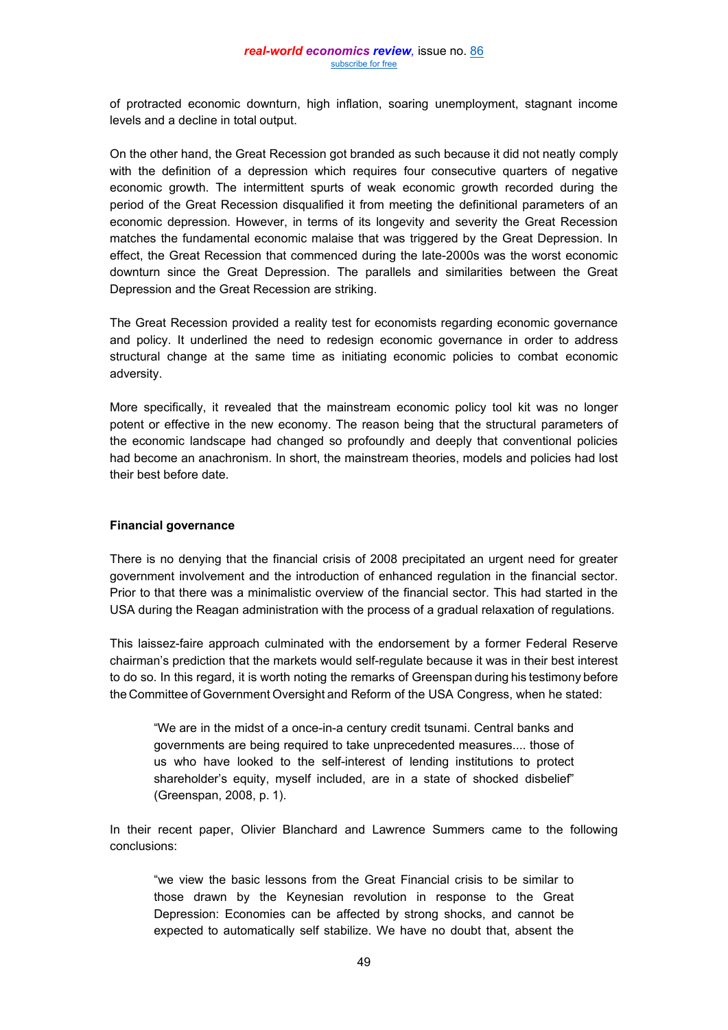of protracted economic downturn, high inflation, soaring unemployment, stagnant income levels and a decline in total output.

On the other hand, the Great Recession got branded as such because it did not neatly comply with the definition of a depression which requires four consecutive quarters of negative economic growth. The intermittent spurts of weak economic growth recorded during the period of the Great Recession disqualified it from meeting the definitional parameters of an economic depression. However, in terms of its longevity and severity the Great Recession matches the fundamental economic malaise that was triggered by the Great Depression. In effect, the Great Recession that commenced during the late-2000s was the worst economic downturn since the Great Depression. The parallels and similarities between the Great Depression and the Great Recession are striking.

The Great Recession provided a reality test for economists regarding economic governance and policy. It underlined the need to redesign economic governance in order to address structural change at the same time as initiating economic policies to combat economic adversity.

More specifically, it revealed that the mainstream economic policy tool kit was no longer potent or effective in the new economy. The reason being that the structural parameters of the economic landscape had changed so profoundly and deeply that conventional policies had become an anachronism. In short, the mainstream theories, models and policies had lost their best before date.

### Financial governance

There is no denying that the financial crisis of 2008 precipitated an urgent need for greater government involvement and the introduction of enhanced regulation in the financial sector. Prior to that there was a minimalistic overview of the financial sector. This had started in the USA during the Reagan administration with the process of a gradual relaxation of regulations.

This laissez-faire approach culminated with the endorsement by a former Federal Reserve chairman's prediction that the markets would self-regulate because it was in their best interest to do so. In this regard, it is worth noting the remarks of Greenspan during his testimony before the Committee of Government Oversight and Reform of the USA Congress, when he stated:

> "We are in the midst of a once-in-a century credit tsunami. Central banks and governments are being required to take unprecedented measures.... those of us who have looked to the self-interest of lending institutions to protect shareholder's equity, myself included, are in a state of shocked disbelief" (Greenspan, 2008, p. 1).

In their recent paper, Olivier Blanchard and Lawrence Summers came to the following conclusions:

> "we view the basic lessons from the Great Financial crisis to be similar to those drawn by the Keynesian revolution in response to the Great Depression: Economies can be affected by strong shocks, and cannot be expected to automatically self stabilize. We have no doubt that, absent the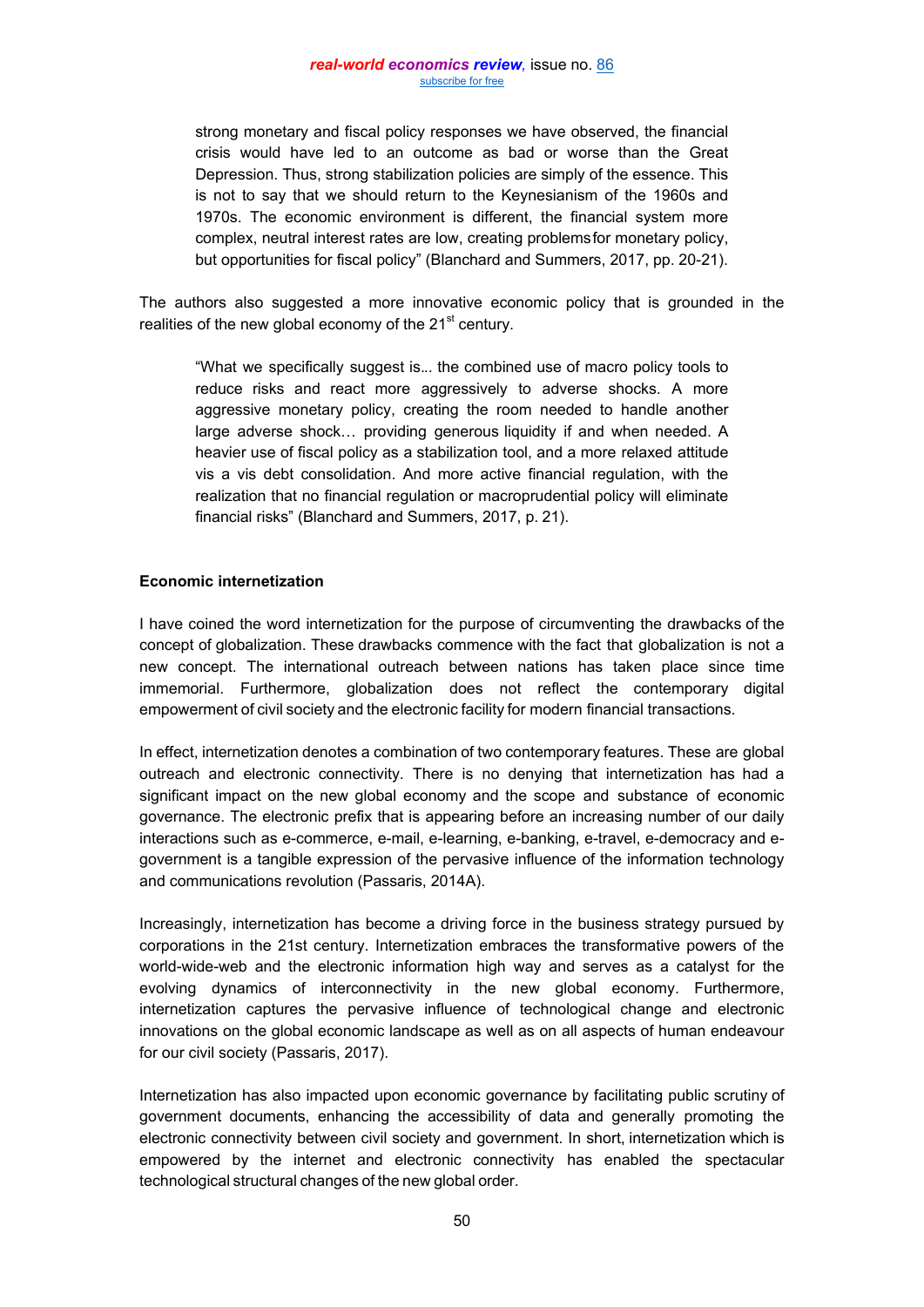> strong monetary and fiscal policy responses we have observed, the financial crisis would have led to an outcome as bad or worse than the Great Depression. Thus, strong stabilization policies are simply of the essence. This is not to say that we should return to the Keynesianism of the 1960s and 1970s. The economic environment is different, the financial system more complex, neutral interest rates are low, creating problems for monetary policy, but opportunities for fiscal policy" (Blanchard and Summers, 2017, pp. 20-21).

The authors also suggested a more innovative economic policy that is grounded in the realities of the new global economy of the 21st century.

> "What we specifically suggest is… the combined use of macro policy tools to reduce risks and react more aggressively to adverse shocks. A more aggressive monetary policy, creating the room needed to handle another large adverse shock… providing generous liquidity if and when needed. A heavier use of fiscal policy as a stabilization tool, and a more relaxed attitude vis a vis debt consolidation. And more active financial regulation, with the realization that no financial regulation or macroprudential policy will eliminate financial risks" (Blanchard and Summers, 2017, p. 21).

**Economic internetization**

I have coined the word internetization for the purpose of circumventing the drawbacks of the concept of globalization. These drawbacks commence with the fact that globalization is not a new concept. The international outreach between nations has taken place since time immemorial. Furthermore, globalization does not reflect the contemporary digital empowerment of civil society and the electronic facility for modern financial transactions.

In effect, internetization denotes a combination of two contemporary features. These are global outreach and electronic connectivity. There is no denying that internetization has had a significant impact on the new global economy and the scope and substance of economic governance. The electronic prefix that is appearing before an increasing number of our daily interactions such as e-commerce, e-mail, e-learning, e-banking, e-travel, e-democracy and e-government is a tangible expression of the pervasive influence of the information technology and communications revolution (Passaris, 2014A).

Increasingly, internetization has become a driving force in the business strategy pursued by corporations in the 21st century. Internetization embraces the transformative powers of the world-wide-web and the electronic information high way and serves as a catalyst for the evolving dynamics of interconnectivity in the new global economy. Furthermore, internetization captures the pervasive influence of technological change and electronic innovations on the global economic landscape as well as on all aspects of human endeavour for our civil society (Passaris, 2017).

Internetization has also impacted upon economic governance by facilitating public scrutiny of government documents, enhancing the accessibility of data and generally promoting the electronic connectivity between civil society and government. In short, internetization which is empowered by the internet and electronic connectivity has enabled the spectacular technological structural changes of the new global order.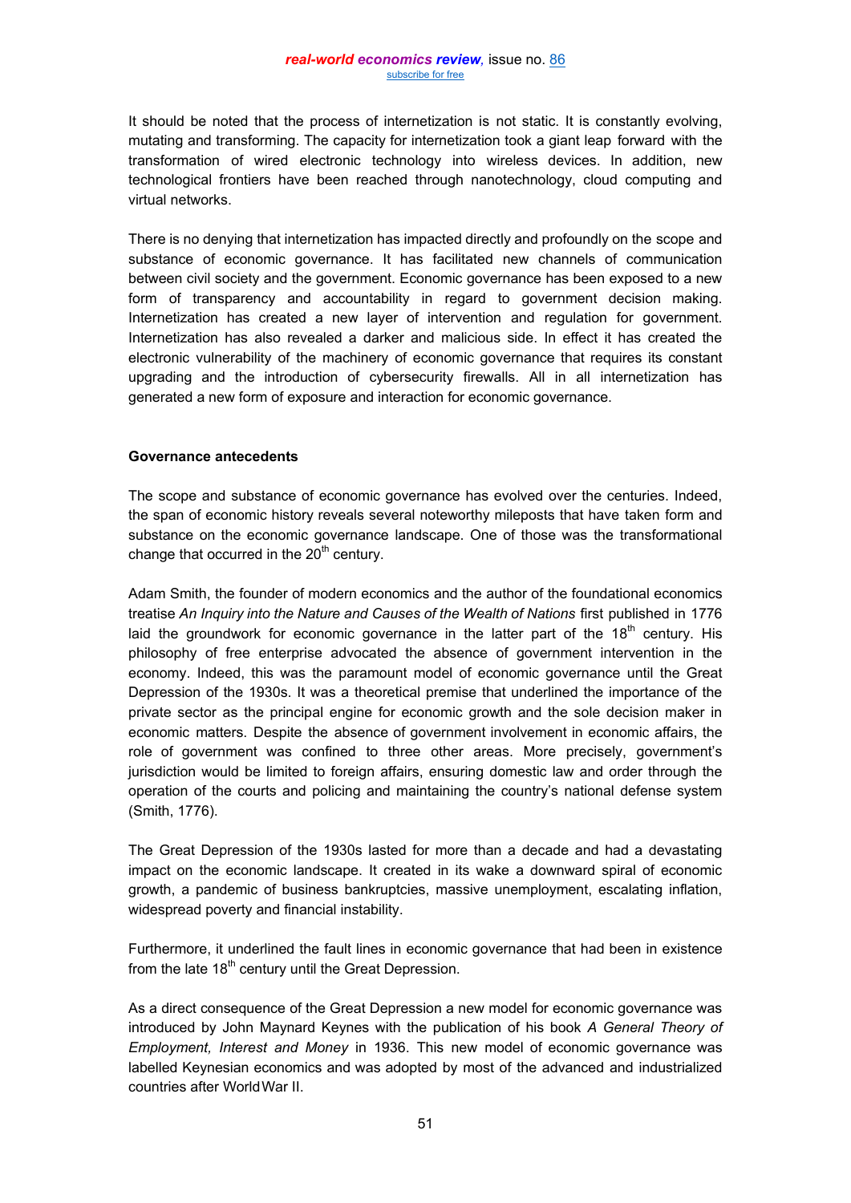It should be noted that the process of internetization is not static. It is constantly evolving, mutating and transforming. The capacity for internetization took a giant leap forward with the transformation of wired electronic technology into wireless devices. In addition, new technological frontiers have been reached through nanotechnology, cloud computing and virtual networks.

There is no denying that internetization has impacted directly and profoundly on the scope and substance of economic governance. It has facilitated new channels of communication between civil society and the government. Economic governance has been exposed to a new form of transparency and accountability in regard to government decision making. Internetization has created a new layer of intervention and regulation for government. Internetization has also revealed a darker and malicious side. In effect it has created the electronic vulnerability of the machinery of economic governance that requires its constant upgrading and the introduction of cybersecurity firewalls. All in all internetization has generated a new form of exposure and interaction for economic governance.

**Governance antecedents**

The scope and substance of economic governance has evolved over the centuries. Indeed, the span of economic history reveals several noteworthy mileposts that have taken form and substance on the economic governance landscape. One of those was the transformational change that occurred in the 20th century.

Adam Smith, the founder of modern economics and the author of the foundational economics treatise *An Inquiry into the Nature and Causes of the Wealth of Nations* first published in 1776 laid the groundwork for economic governance in the latter part of the 18th century. His philosophy of free enterprise advocated the absence of government intervention in the economy. Indeed, this was the paramount model of economic governance until the Great Depression of the 1930s. It was a theoretical premise that underlined the importance of the private sector as the principal engine for economic growth and the sole decision maker in economic matters. Despite the absence of government involvement in economic affairs, the role of government was confined to three other areas. More precisely, government's jurisdiction would be limited to foreign affairs, ensuring domestic law and order through the operation of the courts and policing and maintaining the country's national defense system (Smith, 1776).

The Great Depression of the 1930s lasted for more than a decade and had a devastating impact on the economic landscape. It created in its wake a downward spiral of economic growth, a pandemic of business bankruptcies, massive unemployment, escalating inflation, widespread poverty and financial instability.

Furthermore, it underlined the fault lines in economic governance that had been in existence from the late 18th century until the Great Depression.

As a direct consequence of the Great Depression a new model for economic governance was introduced by John Maynard Keynes with the publication of his book *A General Theory of Employment, Interest and Money* in 1936. This new model of economic governance was labelled Keynesian economics and was adopted by most of the advanced and industrialized countries after World War II.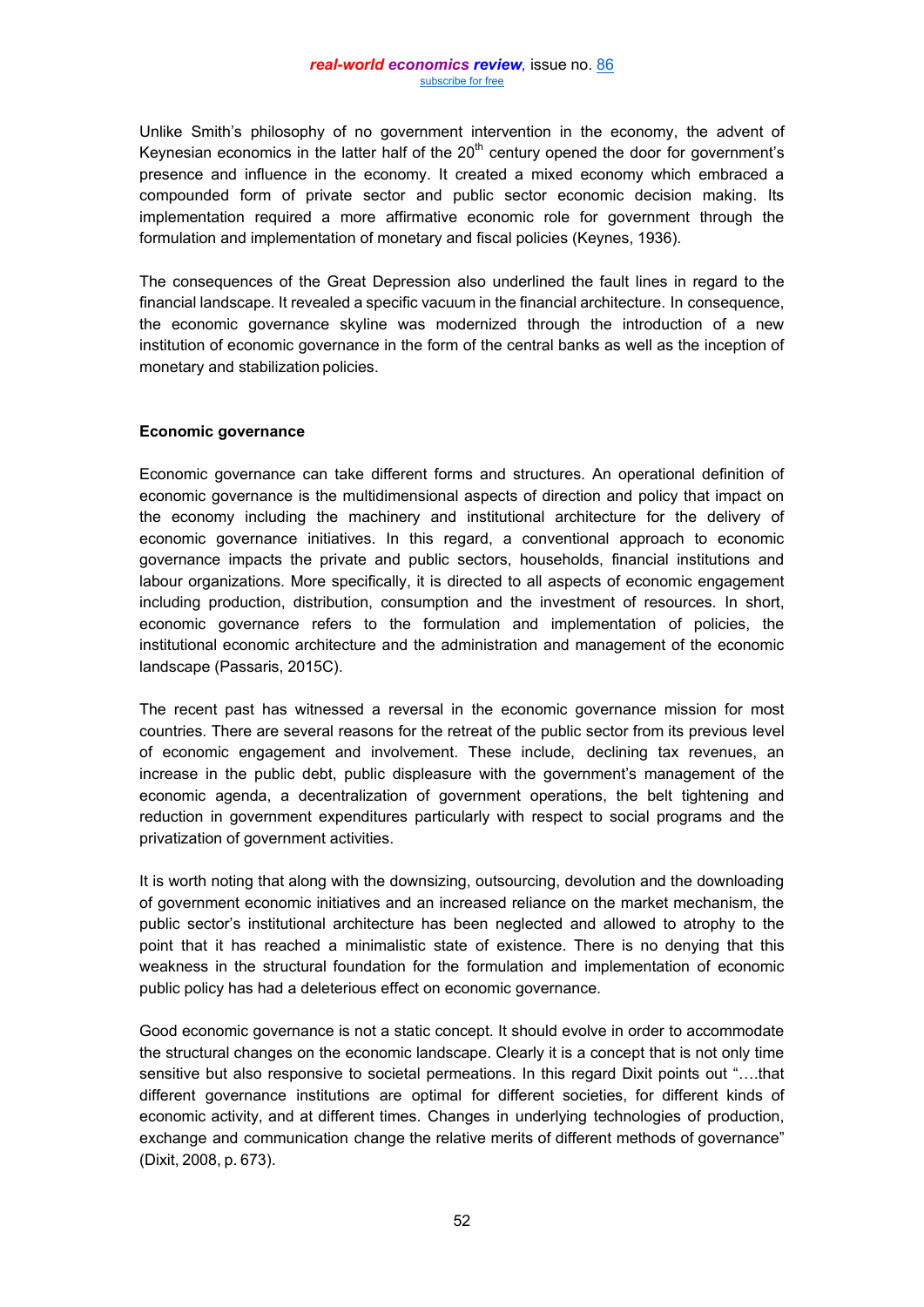Unlike Smith's philosophy of no government intervention in the economy, the advent of Keynesian economics in the latter half of the 20th century opened the door for government's presence and influence in the economy. It created a mixed economy which embraced a compounded form of private sector and public sector economic decision making. Its implementation required a more affirmative economic role for government through the formulation and implementation of monetary and fiscal policies (Keynes, 1936).

The consequences of the Great Depression also underlined the fault lines in regard to the financial landscape. It revealed a specific vacuum in the financial architecture. In consequence, the economic governance skyline was modernized through the introduction of a new institution of economic governance in the form of the central banks as well as the inception of monetary and stabilization policies.

## Economic governance

Economic governance can take different forms and structures. An operational definition of economic governance is the multidimensional aspects of direction and policy that impact on the economy including the machinery and institutional architecture for the delivery of economic governance initiatives. In this regard, a conventional approach to economic governance impacts the private and public sectors, households, financial institutions and labour organizations. More specifically, it is directed to all aspects of economic engagement including production, distribution, consumption and the investment of resources. In short, economic governance refers to the formulation and implementation of policies, the institutional economic architecture and the administration and management of the economic landscape (Passaris, 2015C).

The recent past has witnessed a reversal in the economic governance mission for most countries. There are several reasons for the retreat of the public sector from its previous level of economic engagement and involvement. These include, declining tax revenues, an increase in the public debt, public displeasure with the government's management of the economic agenda, a decentralization of government operations, the belt tightening and reduction in government expenditures particularly with respect to social programs and the privatization of government activities.

It is worth noting that along with the downsizing, outsourcing, devolution and the downloading of government economic initiatives and an increased reliance on the market mechanism, the public sector's institutional architecture has been neglected and allowed to atrophy to the point that it has reached a minimalistic state of existence. There is no denying that this weakness in the structural foundation for the formulation and implementation of economic public policy has had a deleterious effect on economic governance.

Good economic governance is not a static concept. It should evolve in order to accommodate the structural changes on the economic landscape. Clearly it is a concept that is not only time sensitive but also responsive to societal permeations. In this regard Dixit points out "….that different governance institutions are optimal for different societies, for different kinds of economic activity, and at different times. Changes in underlying technologies of production, exchange and communication change the relative merits of different methods of governance" (Dixit, 2008, p. 673).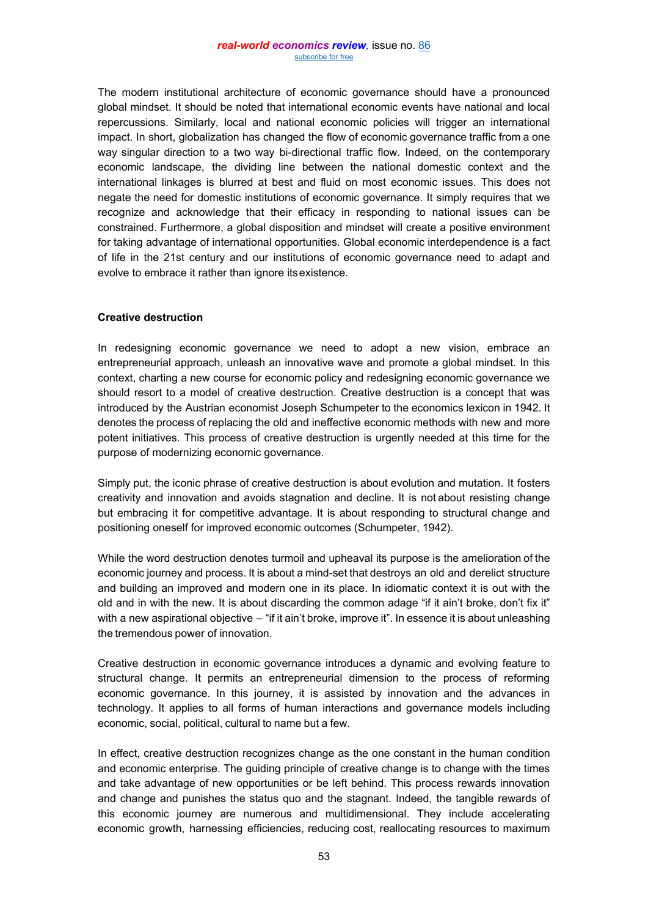The modern institutional architecture of economic governance should have a pronounced global mindset. It should be noted that international economic events have national and local repercussions. Similarly, local and national economic policies will trigger an international impact. In short, globalization has changed the flow of economic governance traffic from a one way singular direction to a two way bi-directional traffic flow. Indeed, on the contemporary economic landscape, the dividing line between the national domestic context and the international linkages is blurred at best and fluid on most economic issues. This does not negate the need for domestic institutions of economic governance. It simply requires that we recognize and acknowledge that their efficacy in responding to national issues can be constrained. Furthermore, a global disposition and mindset will create a positive environment for taking advantage of international opportunities. Global economic interdependence is a fact of life in the 21st century and our institutions of economic governance need to adapt and evolve to embrace it rather than ignore its existence.

**Creative destruction**

In redesigning economic governance we need to adopt a new vision, embrace an entrepreneurial approach, unleash an innovative wave and promote a global mindset. In this context, charting a new course for economic policy and redesigning economic governance we should resort to a model of creative destruction. Creative destruction is a concept that was introduced by the Austrian economist Joseph Schumpeter to the economics lexicon in 1942. It denotes the process of replacing the old and ineffective economic methods with new and more potent initiatives. This process of creative destruction is urgently needed at this time for the purpose of modernizing economic governance.

Simply put, the iconic phrase of creative destruction is about evolution and mutation. It fosters creativity and innovation and avoids stagnation and decline. It is not about resisting change but embracing it for competitive advantage. It is about responding to structural change and positioning oneself for improved economic outcomes (Schumpeter, 1942).

While the word destruction denotes turmoil and upheaval its purpose is the amelioration of the economic journey and process. It is about a mind-set that destroys an old and derelict structure and building an improved and modern one in its place. In idiomatic context it is out with the old and in with the new. It is about discarding the common adage "if it ain't broke, don't fix it" with a new aspirational objective – "if it ain't broke, improve it". In essence it is about unleashing the tremendous power of innovation.

Creative destruction in economic governance introduces a dynamic and evolving feature to structural change. It permits an entrepreneurial dimension to the process of reforming economic governance. In this journey, it is assisted by innovation and the advances in technology. It applies to all forms of human interactions and governance models including economic, social, political, cultural to name but a few.

In effect, creative destruction recognizes change as the one constant in the human condition and economic enterprise. The guiding principle of creative change is to change with the times and take advantage of new opportunities or be left behind. This process rewards innovation and change and punishes the status quo and the stagnant. Indeed, the tangible rewards of this economic journey are numerous and multidimensional. They include accelerating economic growth, harnessing efficiencies, reducing cost, reallocating resources to maximum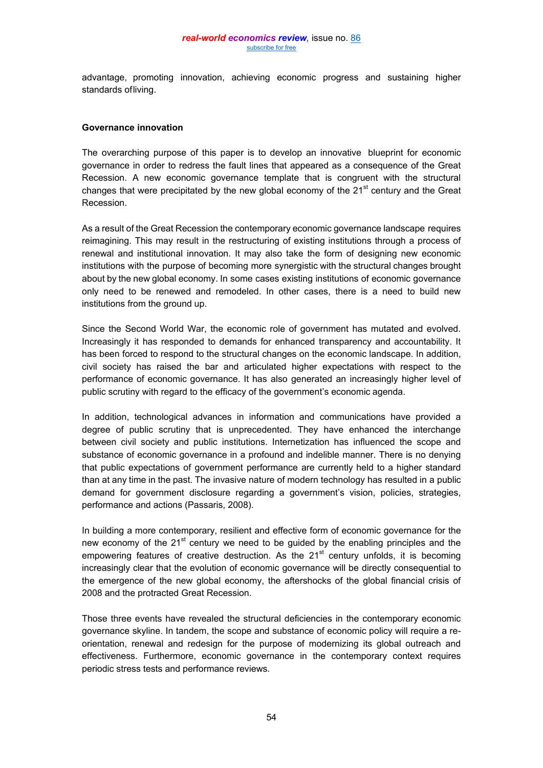advantage, promoting innovation, achieving economic progress and sustaining higher standards of living.

**Governance innovation**

The overarching purpose of this paper is to develop an innovative blueprint for economic governance in order to redress the fault lines that appeared as a consequence of the Great Recession. A new economic governance template that is congruent with the structural changes that were precipitated by the new global economy of the 21st century and the Great Recession.

As a result of the Great Recession the contemporary economic governance landscape requires reimagining. This may result in the restructuring of existing institutions through a process of renewal and institutional innovation. It may also take the form of designing new economic institutions with the purpose of becoming more synergistic with the structural changes brought about by the new global economy. In some cases existing institutions of economic governance only need to be renewed and remodeled. In other cases, there is a need to build new institutions from the ground up.

Since the Second World War, the economic role of government has mutated and evolved. Increasingly it has responded to demands for enhanced transparency and accountability. It has been forced to respond to the structural changes on the economic landscape. In addition, civil society has raised the bar and articulated higher expectations with respect to the performance of economic governance. It has also generated an increasingly higher level of public scrutiny with regard to the efficacy of the government's economic agenda.

In addition, technological advances in information and communications have provided a degree of public scrutiny that is unprecedented. They have enhanced the interchange between civil society and public institutions. Internetization has influenced the scope and substance of economic governance in a profound and indelible manner. There is no denying that public expectations of government performance are currently held to a higher standard than at any time in the past. The invasive nature of modern technology has resulted in a public demand for government disclosure regarding a government's vision, policies, strategies, performance and actions (Passaris, 2008).

In building a more contemporary, resilient and effective form of economic governance for the new economy of the 21st century we need to be guided by the enabling principles and the empowering features of creative destruction. As the 21st century unfolds, it is becoming increasingly clear that the evolution of economic governance will be directly consequential to the emergence of the new global economy, the aftershocks of the global financial crisis of 2008 and the protracted Great Recession.

Those three events have revealed the structural deficiencies in the contemporary economic governance skyline. In tandem, the scope and substance of economic policy will require a re-orientation, renewal and redesign for the purpose of modernizing its global outreach and effectiveness. Furthermore, economic governance in the contemporary context requires periodic stress tests and performance reviews.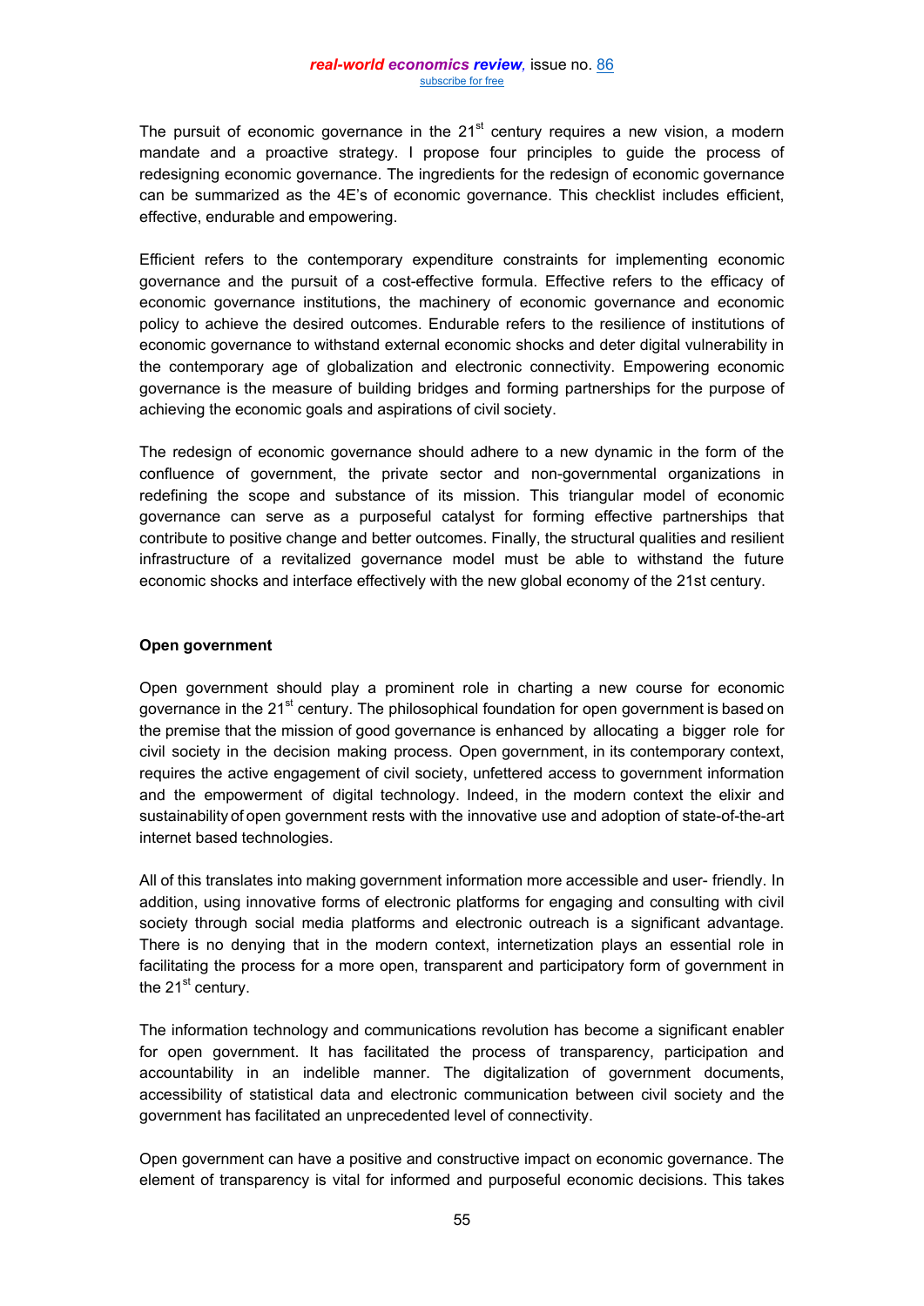The pursuit of economic governance in the 21st century requires a new vision, a modern mandate and a proactive strategy. I propose four principles to guide the process of redesigning economic governance. The ingredients for the redesign of economic governance can be summarized as the 4E's of economic governance. This checklist includes efficient, effective, endurable and empowering.

Efficient refers to the contemporary expenditure constraints for implementing economic governance and the pursuit of a cost-effective formula. Effective refers to the efficacy of economic governance institutions, the machinery of economic governance and economic policy to achieve the desired outcomes. Endurable refers to the resilience of institutions of economic governance to withstand external economic shocks and deter digital vulnerability in the contemporary age of globalization and electronic connectivity. Empowering economic governance is the measure of building bridges and forming partnerships for the purpose of achieving the economic goals and aspirations of civil society.

The redesign of economic governance should adhere to a new dynamic in the form of the confluence of government, the private sector and non-governmental organizations in redefining the scope and substance of its mission. This triangular model of economic governance can serve as a purposeful catalyst for forming effective partnerships that contribute to positive change and better outcomes. Finally, the structural qualities and resilient infrastructure of a revitalized governance model must be able to withstand the future economic shocks and interface effectively with the new global economy of the 21st century.

**Open government**

Open government should play a prominent role in charting a new course for economic governance in the 21st century. The philosophical foundation for open government is based on the premise that the mission of good governance is enhanced by allocating a bigger role for civil society in the decision making process. Open government, in its contemporary context, requires the active engagement of civil society, unfettered access to government information and the empowerment of digital technology. Indeed, in the modern context the elixir and sustainability of open government rests with the innovative use and adoption of state-of-the-art internet based technologies.

All of this translates into making government information more accessible and user- friendly. In addition, using innovative forms of electronic platforms for engaging and consulting with civil society through social media platforms and electronic outreach is a significant advantage. There is no denying that in the modern context, internetization plays an essential role in facilitating the process for a more open, transparent and participatory form of government in the 21st century.

The information technology and communications revolution has become a significant enabler for open government. It has facilitated the process of transparency, participation and accountability in an indelible manner. The digitalization of government documents, accessibility of statistical data and electronic communication between civil society and the government has facilitated an unprecedented level of connectivity.

Open government can have a positive and constructive impact on economic governance. The element of transparency is vital for informed and purposeful economic decisions. This takes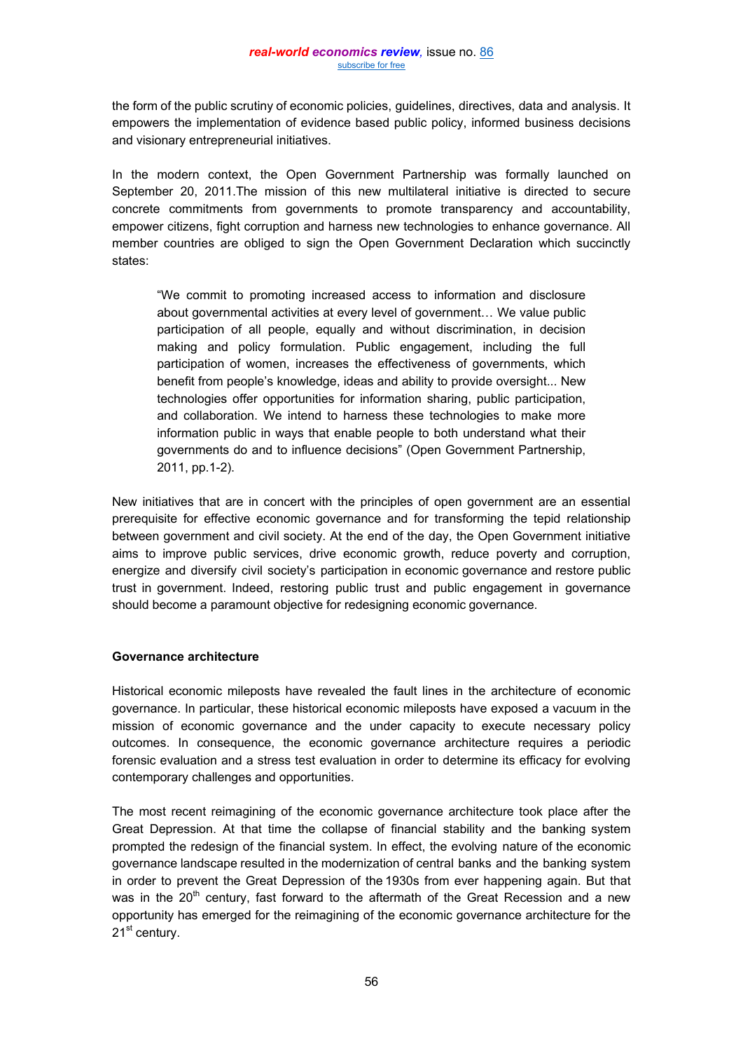the form of the public scrutiny of economic policies, guidelines, directives, data and analysis. It empowers the implementation of evidence based public policy, informed business decisions and visionary entrepreneurial initiatives.

In the modern context, the Open Government Partnership was formally launched on September 20, 2011.The mission of this new multilateral initiative is directed to secure concrete commitments from governments to promote transparency and accountability, empower citizens, fight corruption and harness new technologies to enhance governance. All member countries are obliged to sign the Open Government Declaration which succinctly states:

> "We commit to promoting increased access to information and disclosure about governmental activities at every level of government… We value public participation of all people, equally and without discrimination, in decision making and policy formulation. Public engagement, including the full participation of women, increases the effectiveness of governments, which benefit from people's knowledge, ideas and ability to provide oversight... New technologies offer opportunities for information sharing, public participation, and collaboration. We intend to harness these technologies to make more information public in ways that enable people to both understand what their governments do and to influence decisions" (Open Government Partnership, 2011, pp.1-2).

New initiatives that are in concert with the principles of open government are an essential prerequisite for effective economic governance and for transforming the tepid relationship between government and civil society. At the end of the day, the Open Government initiative aims to improve public services, drive economic growth, reduce poverty and corruption, energize and diversify civil society's participation in economic governance and restore public trust in government. Indeed, restoring public trust and public engagement in governance should become a paramount objective for redesigning economic governance.

**Governance architecture**

Historical economic mileposts have revealed the fault lines in the architecture of economic governance. In particular, these historical economic mileposts have exposed a vacuum in the mission of economic governance and the under capacity to execute necessary policy outcomes. In consequence, the economic governance architecture requires a periodic forensic evaluation and a stress test evaluation in order to determine its efficacy for evolving contemporary challenges and opportunities.

The most recent reimagining of the economic governance architecture took place after the Great Depression. At that time the collapse of financial stability and the banking system prompted the redesign of the financial system. In effect, the evolving nature of the economic governance landscape resulted in the modernization of central banks and the banking system in order to prevent the Great Depression of the 1930s from ever happening again. But that was in the 20th century, fast forward to the aftermath of the Great Recession and a new opportunity has emerged for the reimagining of the economic governance architecture for the 21st century.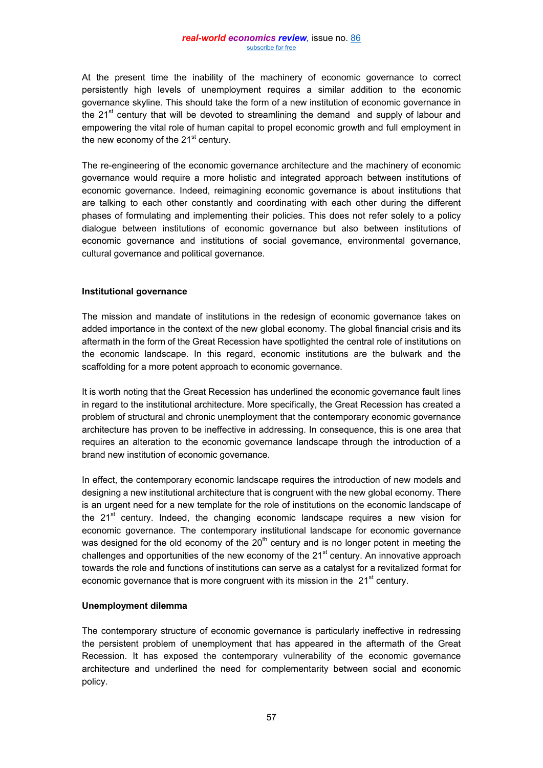At the present time the inability of the machinery of economic governance to correct persistently high levels of unemployment requires a similar addition to the economic governance skyline. This should take the form of a new institution of economic governance in the 21st century that will be devoted to streamlining the demand and supply of labour and empowering the vital role of human capital to propel economic growth and full employment in the new economy of the 21st century.

The re-engineering of the economic governance architecture and the machinery of economic governance would require a more holistic and integrated approach between institutions of economic governance. Indeed, reimagining economic governance is about institutions that are talking to each other constantly and coordinating with each other during the different phases of formulating and implementing their policies. This does not refer solely to a policy dialogue between institutions of economic governance but also between institutions of economic governance and institutions of social governance, environmental governance, cultural governance and political governance.

**Institutional governance**

The mission and mandate of institutions in the redesign of economic governance takes on added importance in the context of the new global economy. The global financial crisis and its aftermath in the form of the Great Recession have spotlighted the central role of institutions on the economic landscape. In this regard, economic institutions are the bulwark and the scaffolding for a more potent approach to economic governance.

It is worth noting that the Great Recession has underlined the economic governance fault lines in regard to the institutional architecture. More specifically, the Great Recession has created a problem of structural and chronic unemployment that the contemporary economic governance architecture has proven to be ineffective in addressing. In consequence, this is one area that requires an alteration to the economic governance landscape through the introduction of a brand new institution of economic governance.

In effect, the contemporary economic landscape requires the introduction of new models and designing a new institutional architecture that is congruent with the new global economy. There is an urgent need for a new template for the role of institutions on the economic landscape of the 21st century. Indeed, the changing economic landscape requires a new vision for economic governance. The contemporary institutional landscape for economic governance was designed for the old economy of the 20th century and is no longer potent in meeting the challenges and opportunities of the new economy of the 21st century. An innovative approach towards the role and functions of institutions can serve as a catalyst for a revitalized format for economic governance that is more congruent with its mission in the 21st century.

**Unemployment dilemma**

The contemporary structure of economic governance is particularly ineffective in redressing the persistent problem of unemployment that has appeared in the aftermath of the Great Recession. It has exposed the contemporary vulnerability of the economic governance architecture and underlined the need for complementarity between social and economic policy.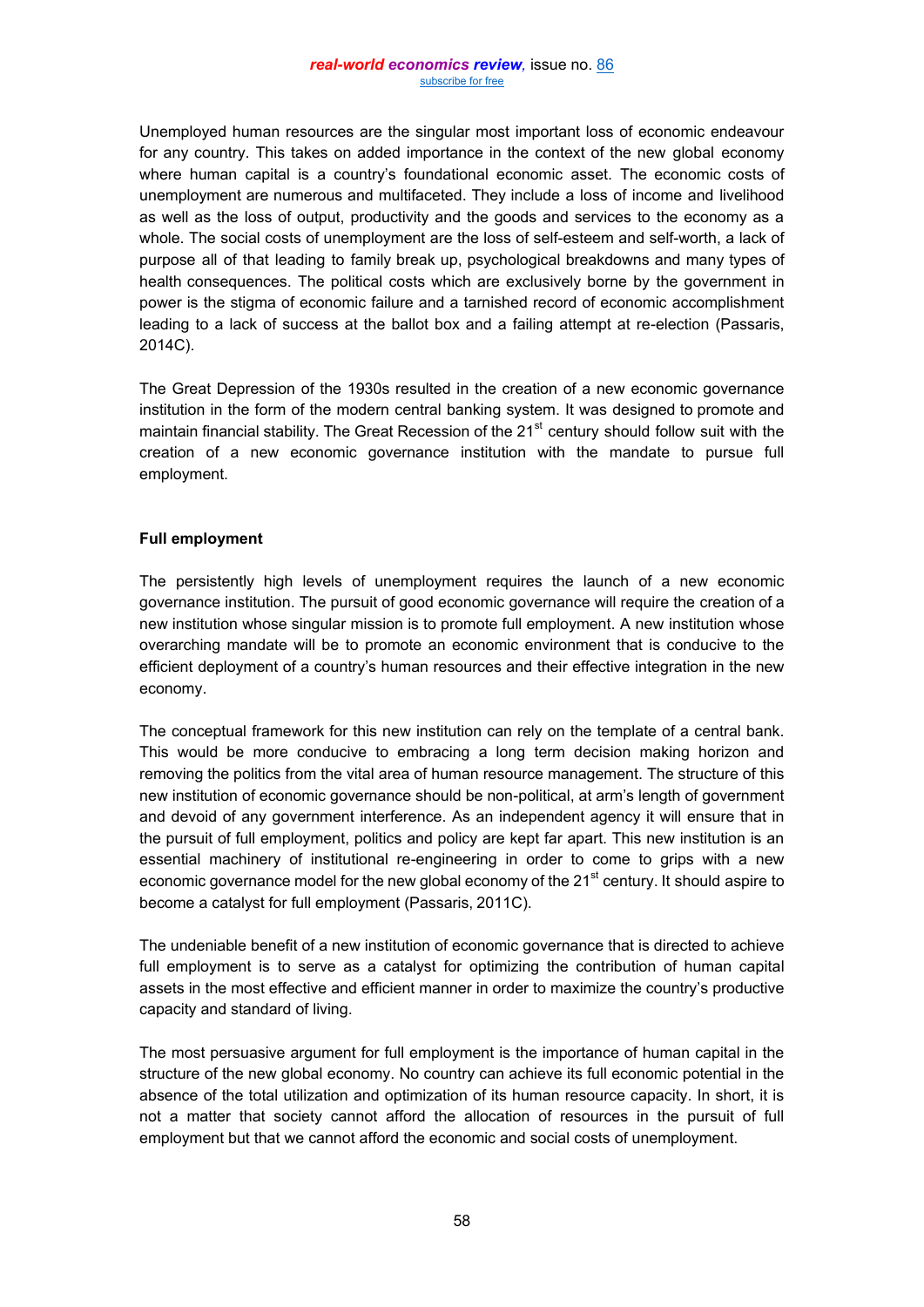Unemployed human resources are the singular most important loss of economic endeavour for any country. This takes on added importance in the context of the new global economy where human capital is a country's foundational economic asset. The economic costs of unemployment are numerous and multifaceted. They include a loss of income and livelihood as well as the loss of output, productivity and the goods and services to the economy as a whole. The social costs of unemployment are the loss of self-esteem and self-worth, a lack of purpose all of that leading to family break up, psychological breakdowns and many types of health consequences. The political costs which are exclusively borne by the government in power is the stigma of economic failure and a tarnished record of economic accomplishment leading to a lack of success at the ballot box and a failing attempt at re-election (Passaris, 2014C).

The Great Depression of the 1930s resulted in the creation of a new economic governance institution in the form of the modern central banking system. It was designed to promote and maintain financial stability. The Great Recession of the 21st century should follow suit with the creation of a new economic governance institution with the mandate to pursue full employment.

**Full employment**

The persistently high levels of unemployment requires the launch of a new economic governance institution. The pursuit of good economic governance will require the creation of a new institution whose singular mission is to promote full employment. A new institution whose overarching mandate will be to promote an economic environment that is conducive to the efficient deployment of a country's human resources and their effective integration in the new economy.

The conceptual framework for this new institution can rely on the template of a central bank. This would be more conducive to embracing a long term decision making horizon and removing the politics from the vital area of human resource management. The structure of this new institution of economic governance should be non-political, at arm's length of government and devoid of any government interference. As an independent agency it will ensure that in the pursuit of full employment, politics and policy are kept far apart. This new institution is an essential machinery of institutional re-engineering in order to come to grips with a new economic governance model for the new global economy of the 21st century. It should aspire to become a catalyst for full employment (Passaris, 2011C).

The undeniable benefit of a new institution of economic governance that is directed to achieve full employment is to serve as a catalyst for optimizing the contribution of human capital assets in the most effective and efficient manner in order to maximize the country's productive capacity and standard of living.

The most persuasive argument for full employment is the importance of human capital in the structure of the new global economy. No country can achieve its full economic potential in the absence of the total utilization and optimization of its human resource capacity. In short, it is not a matter that society cannot afford the allocation of resources in the pursuit of full employment but that we cannot afford the economic and social costs of unemployment.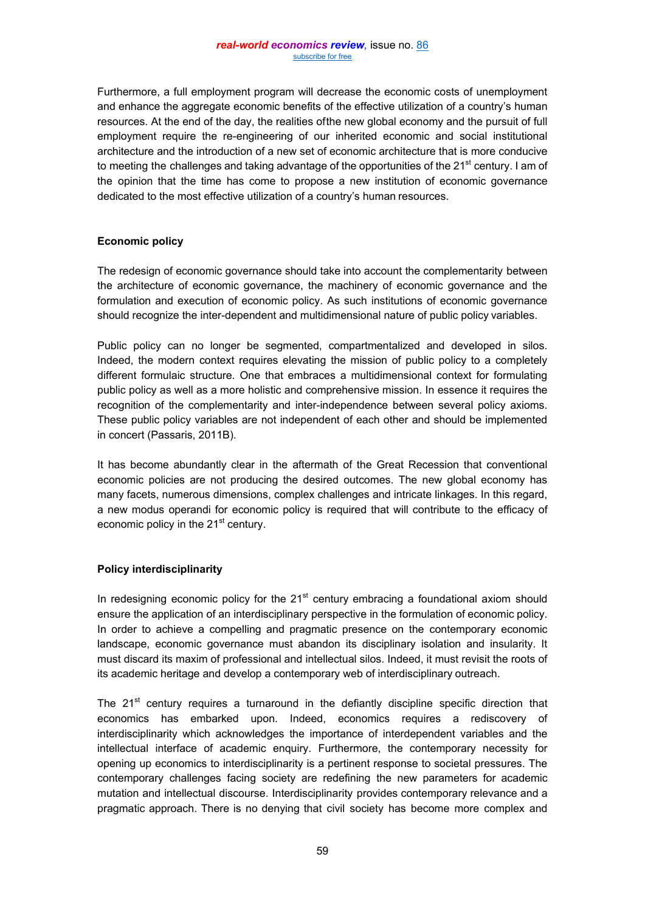Furthermore, a full employment program will decrease the economic costs of unemployment and enhance the aggregate economic benefits of the effective utilization of a country's human resources. At the end of the day, the realities ofthe new global economy and the pursuit of full employment require the re-engineering of our inherited economic and social institutional architecture and the introduction of a new set of economic architecture that is more conducive to meeting the challenges and taking advantage of the opportunities of the 21st century. I am of the opinion that the time has come to propose a new institution of economic governance dedicated to the most effective utilization of a country's human resources.

### Economic policy

The redesign of economic governance should take into account the complementarity between the architecture of economic governance, the machinery of economic governance and the formulation and execution of economic policy. As such institutions of economic governance should recognize the inter-dependent and multidimensional nature of public policy variables.

Public policy can no longer be segmented, compartmentalized and developed in silos. Indeed, the modern context requires elevating the mission of public policy to a completely different formulaic structure. One that embraces a multidimensional context for formulating public policy as well as a more holistic and comprehensive mission. In essence it requires the recognition of the complementarity and inter-independence between several policy axioms. These public policy variables are not independent of each other and should be implemented in concert (Passaris, 2011B).

It has become abundantly clear in the aftermath of the Great Recession that conventional economic policies are not producing the desired outcomes. The new global economy has many facets, numerous dimensions, complex challenges and intricate linkages. In this regard, a new modus operandi for economic policy is required that will contribute to the efficacy of economic policy in the 21st century.

### Policy interdisciplinarity

In redesigning economic policy for the 21st century embracing a foundational axiom should ensure the application of an interdisciplinary perspective in the formulation of economic policy. In order to achieve a compelling and pragmatic presence on the contemporary economic landscape, economic governance must abandon its disciplinary isolation and insularity. It must discard its maxim of professional and intellectual silos. Indeed, it must revisit the roots of its academic heritage and develop a contemporary web of interdisciplinary outreach.

The 21st century requires a turnaround in the defiantly discipline specific direction that economics has embarked upon. Indeed, economics requires a rediscovery of interdisciplinarity which acknowledges the importance of interdependent variables and the intellectual interface of academic enquiry. Furthermore, the contemporary necessity for opening up economics to interdisciplinarity is a pertinent response to societal pressures. The contemporary challenges facing society are redefining the new parameters for academic mutation and intellectual discourse. Interdisciplinarity provides contemporary relevance and a pragmatic approach. There is no denying that civil society has become more complex and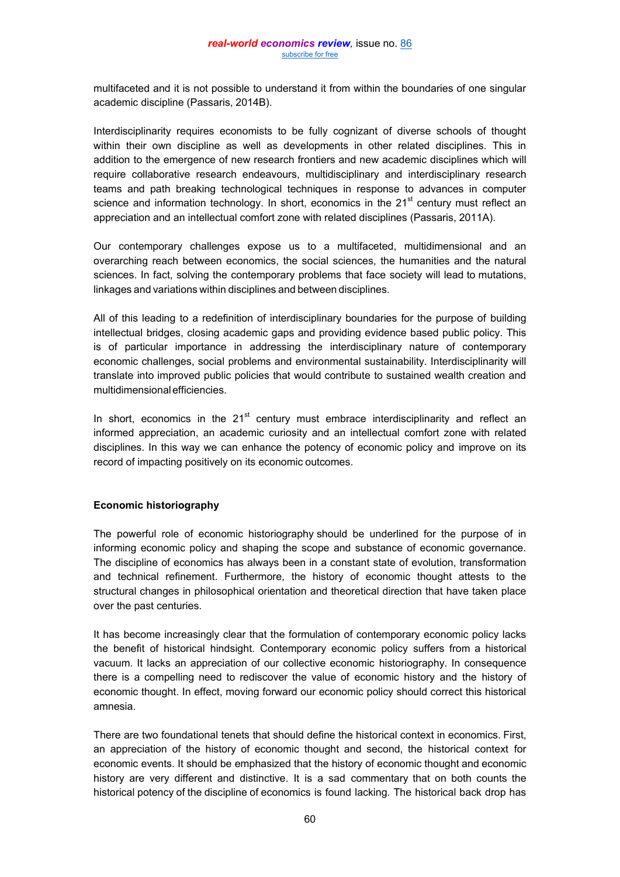multifaceted and it is not possible to understand it from within the boundaries of one singular academic discipline (Passaris, 2014B).

Interdisciplinarity requires economists to be fully cognizant of diverse schools of thought within their own discipline as well as developments in other related disciplines. This in addition to the emergence of new research frontiers and new academic disciplines which will require collaborative research endeavours, multidisciplinary and interdisciplinary research teams and path breaking technological techniques in response to advances in computer science and information technology. In short, economics in the 21st century must reflect an appreciation and an intellectual comfort zone with related disciplines (Passaris, 2011A).

Our contemporary challenges expose us to a multifaceted, multidimensional and an overarching reach between economics, the social sciences, the humanities and the natural sciences. In fact, solving the contemporary problems that face society will lead to mutations, linkages and variations within disciplines and between disciplines.

All of this leading to a redefinition of interdisciplinary boundaries for the purpose of building intellectual bridges, closing academic gaps and providing evidence based public policy. This is of particular importance in addressing the interdisciplinary nature of contemporary economic challenges, social problems and environmental sustainability. Interdisciplinarity will translate into improved public policies that would contribute to sustained wealth creation and multidimensional efficiencies.

In short, economics in the 21st century must embrace interdisciplinarity and reflect an informed appreciation, an academic curiosity and an intellectual comfort zone with related disciplines. In this way we can enhance the potency of economic policy and improve on its record of impacting positively on its economic outcomes.

**Economic historiography**

The powerful role of economic historiography should be underlined for the purpose of in informing economic policy and shaping the scope and substance of economic governance. The discipline of economics has always been in a constant state of evolution, transformation and technical refinement. Furthermore, the history of economic thought attests to the structural changes in philosophical orientation and theoretical direction that have taken place over the past centuries.

It has become increasingly clear that the formulation of contemporary economic policy lacks the benefit of historical hindsight. Contemporary economic policy suffers from a historical vacuum. It lacks an appreciation of our collective economic historiography. In consequence there is a compelling need to rediscover the value of economic history and the history of economic thought. In effect, moving forward our economic policy should correct this historical amnesia.

There are two foundational tenets that should define the historical context in economics. First, an appreciation of the history of economic thought and second, the historical context for economic events. It should be emphasized that the history of economic thought and economic history are very different and distinctive. It is a sad commentary that on both counts the historical potency of the discipline of economics is found lacking. The historical back drop has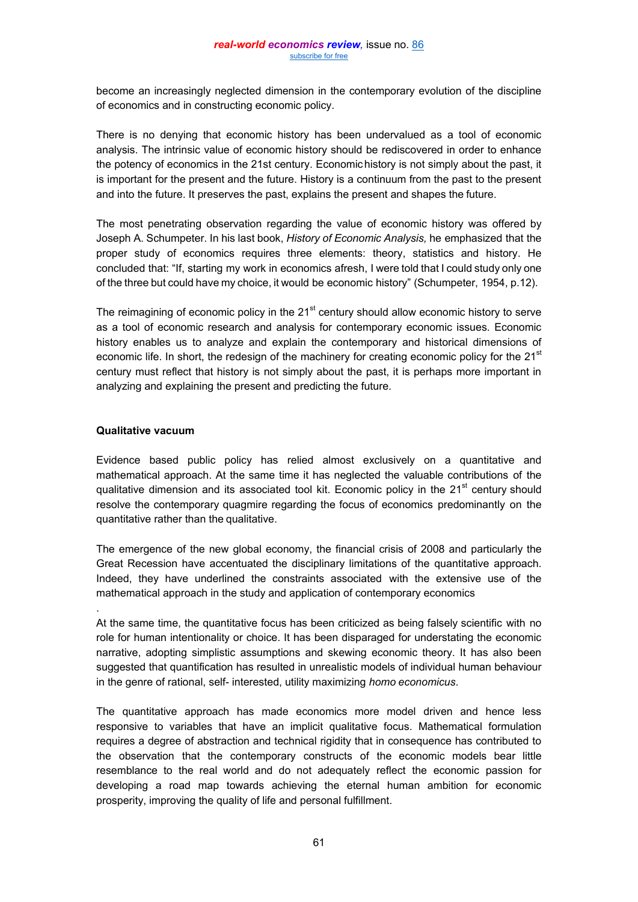become an increasingly neglected dimension in the contemporary evolution of the discipline of economics and in constructing economic policy.

There is no denying that economic history has been undervalued as a tool of economic analysis. The intrinsic value of economic history should be rediscovered in order to enhance the potency of economics in the 21st century. Economic history is not simply about the past, it is important for the present and the future. History is a continuum from the past to the present and into the future. It preserves the past, explains the present and shapes the future.

The most penetrating observation regarding the value of economic history was offered by Joseph A. Schumpeter. In his last book, *History of Economic Analysis,* he emphasized that the proper study of economics requires three elements: theory, statistics and history. He concluded that: "If, starting my work in economics afresh, I were told that I could study only one of the three but could have my choice, it would be economic history" (Schumpeter, 1954, p.12).

The reimagining of economic policy in the 21st century should allow economic history to serve as a tool of economic research and analysis for contemporary economic issues. Economic history enables us to analyze and explain the contemporary and historical dimensions of economic life. In short, the redesign of the machinery for creating economic policy for the 21st century must reflect that history is not simply about the past, it is perhaps more important in analyzing and explaining the present and predicting the future.

**Qualitative vacuum**

Evidence based public policy has relied almost exclusively on a quantitative and mathematical approach. At the same time it has neglected the valuable contributions of the qualitative dimension and its associated tool kit. Economic policy in the 21st century should resolve the contemporary quagmire regarding the focus of economics predominantly on the quantitative rather than the qualitative.

The emergence of the new global economy, the financial crisis of 2008 and particularly the Great Recession have accentuated the disciplinary limitations of the quantitative approach. Indeed, they have underlined the constraints associated with the extensive use of the mathematical approach in the study and application of contemporary economics.

At the same time, the quantitative focus has been criticized as being falsely scientific with no role for human intentionality or choice. It has been disparaged for understating the economic narrative, adopting simplistic assumptions and skewing economic theory. It has also been suggested that quantification has resulted in unrealistic models of individual human behaviour in the genre of rational, self- interested, utility maximizing *homo economicus*.

The quantitative approach has made economics more model driven and hence less responsive to variables that have an implicit qualitative focus. Mathematical formulation requires a degree of abstraction and technical rigidity that in consequence has contributed to the observation that the contemporary constructs of the economic models bear little resemblance to the real world and do not adequately reflect the economic passion for developing a road map towards achieving the eternal human ambition for economic prosperity, improving the quality of life and personal fulfillment.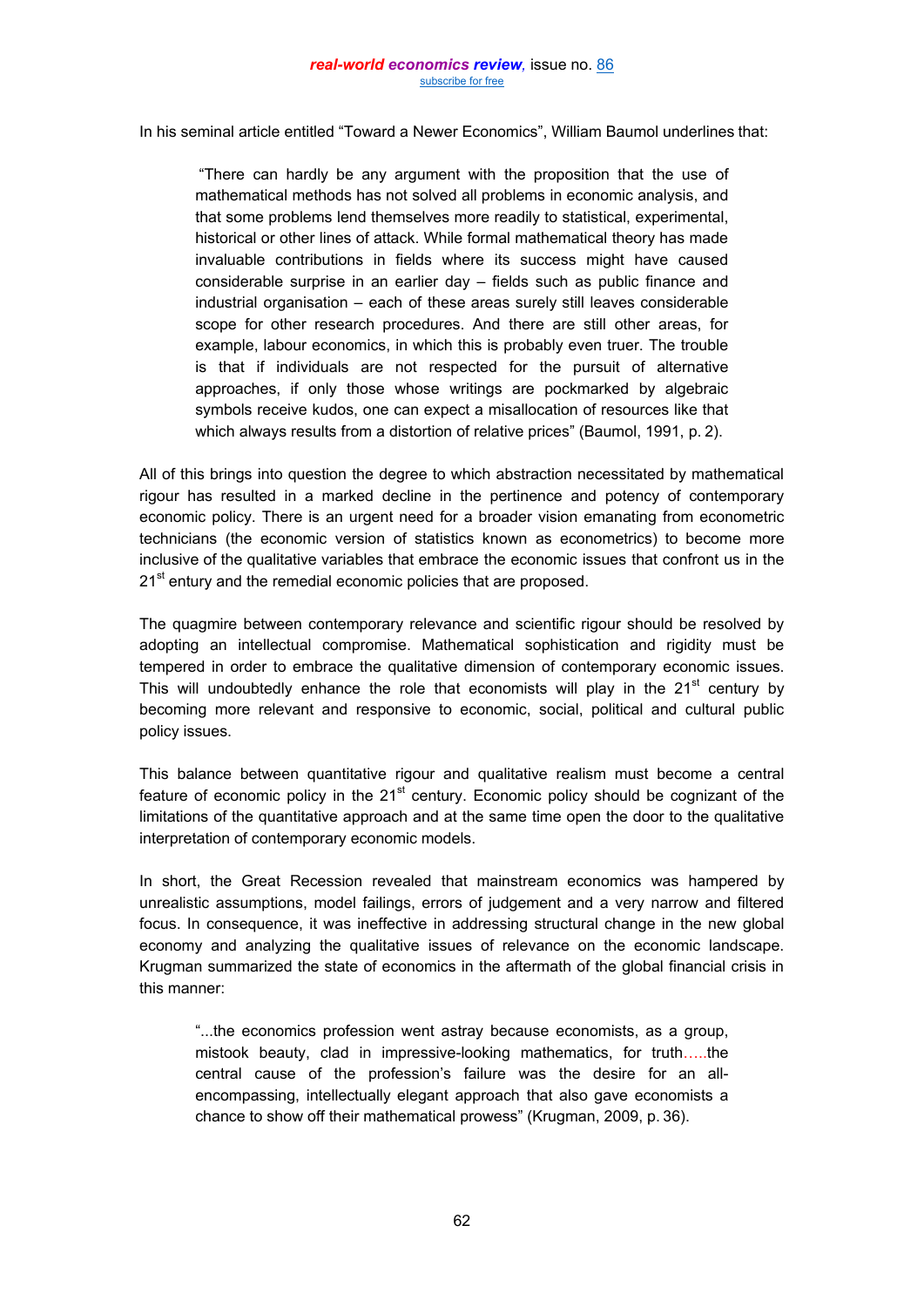In his seminal article entitled "Toward a Newer Economics", William Baumol underlines that:

> "There can hardly be any argument with the proposition that the use of mathematical methods has not solved all problems in economic analysis, and that some problems lend themselves more readily to statistical, experimental, historical or other lines of attack. While formal mathematical theory has made invaluable contributions in fields where its success might have caused considerable surprise in an earlier day – fields such as public finance and industrial organisation – each of these areas surely still leaves considerable scope for other research procedures. And there are still other areas, for example, labour economics, in which this is probably even truer. The trouble is that if individuals are not respected for the pursuit of alternative approaches, if only those whose writings are pockmarked by algebraic symbols receive kudos, one can expect a misallocation of resources like that which always results from a distortion of relative prices" (Baumol, 1991, p. 2).

All of this brings into question the degree to which abstraction necessitated by mathematical rigour has resulted in a marked decline in the pertinence and potency of contemporary economic policy. There is an urgent need for a broader vision emanating from econometric technicians (the economic version of statistics known as econometrics) to become more inclusive of the qualitative variables that embrace the economic issues that confront us in the 21st entury and the remedial economic policies that are proposed.

The quagmire between contemporary relevance and scientific rigour should be resolved by adopting an intellectual compromise. Mathematical sophistication and rigidity must be tempered in order to embrace the qualitative dimension of contemporary economic issues. This will undoubtedly enhance the role that economists will play in the 21st century by becoming more relevant and responsive to economic, social, political and cultural public policy issues.

This balance between quantitative rigour and qualitative realism must become a central feature of economic policy in the 21st century. Economic policy should be cognizant of the limitations of the quantitative approach and at the same time open the door to the qualitative interpretation of contemporary economic models.

In short, the Great Recession revealed that mainstream economics was hampered by unrealistic assumptions, model failings, errors of judgement and a very narrow and filtered focus. In consequence, it was ineffective in addressing structural change in the new global economy and analyzing the qualitative issues of relevance on the economic landscape. Krugman summarized the state of economics in the aftermath of the global financial crisis in this manner:

> "...the economics profession went astray because economists, as a group, mistook beauty, clad in impressive-looking mathematics, for truth…..the central cause of the profession's failure was the desire for an all-encompassing, intellectually elegant approach that also gave economists a chance to show off their mathematical prowess" (Krugman, 2009, p. 36).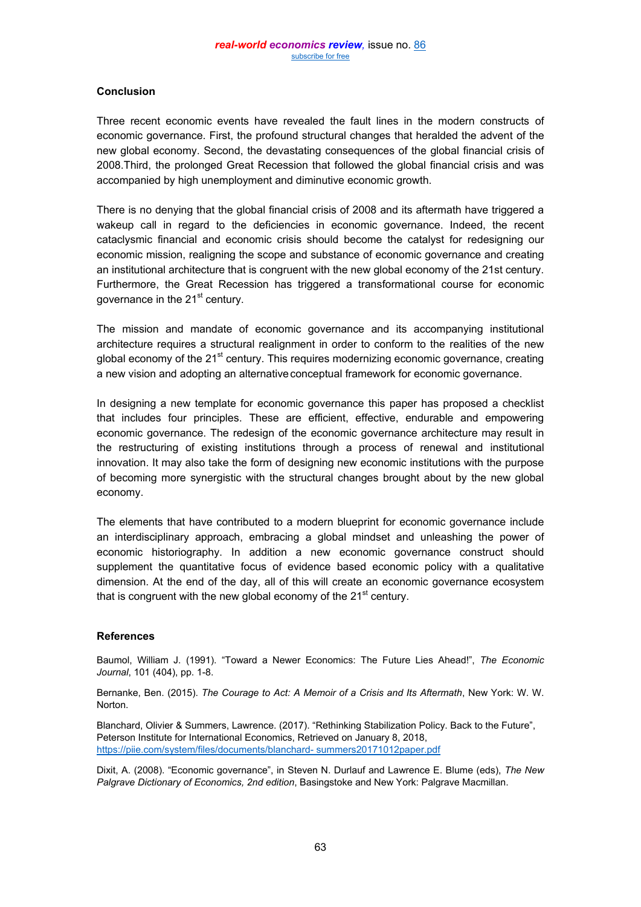## Conclusion

Three recent economic events have revealed the fault lines in the modern constructs of economic governance. First, the profound structural changes that heralded the advent of the new global economy. Second, the devastating consequences of the global financial crisis of 2008.Third, the prolonged Great Recession that followed the global financial crisis and was accompanied by high unemployment and diminutive economic growth.

There is no denying that the global financial crisis of 2008 and its aftermath have triggered a wakeup call in regard to the deficiencies in economic governance. Indeed, the recent cataclysmic financial and economic crisis should become the catalyst for redesigning our economic mission, realigning the scope and substance of economic governance and creating an institutional architecture that is congruent with the new global economy of the 21st century. Furthermore, the Great Recession has triggered a transformational course for economic governance in the 21st century.

The mission and mandate of economic governance and its accompanying institutional architecture requires a structural realignment in order to conform to the realities of the new global economy of the 21st century. This requires modernizing economic governance, creating a new vision and adopting an alternative conceptual framework for economic governance.

In designing a new template for economic governance this paper has proposed a checklist that includes four principles. These are efficient, effective, endurable and empowering economic governance. The redesign of the economic governance architecture may result in the restructuring of existing institutions through a process of renewal and institutional innovation. It may also take the form of designing new economic institutions with the purpose of becoming more synergistic with the structural changes brought about by the new global economy.

The elements that have contributed to a modern blueprint for economic governance include an interdisciplinary approach, embracing a global mindset and unleashing the power of economic historiography. In addition a new economic governance construct should supplement the quantitative focus of evidence based economic policy with a qualitative dimension. At the end of the day, all of this will create an economic governance ecosystem that is congruent with the new global economy of the 21st century.

## References

Baumol, William J. (1991). "Toward a Newer Economics: The Future Lies Ahead!", *The Economic Journal*, 101 (404), pp. 1-8.

Bernanke, Ben. (2015). *The Courage to Act: A Memoir of a Crisis and Its Aftermath*, New York: W. W. Norton.

Blanchard, Olivier & Summers, Lawrence. (2017). "Rethinking Stabilization Policy. Back to the Future", Peterson Institute for International Economics, Retrieved on January 8, 2018, https://piie.com/system/files/documents/blanchard- summers20171012paper.pdf

Dixit, A. (2008). "Economic governance", in Steven N. Durlauf and Lawrence E. Blume (eds), *The New Palgrave Dictionary of Economics, 2nd edition*, Basingstoke and New York: Palgrave Macmillan.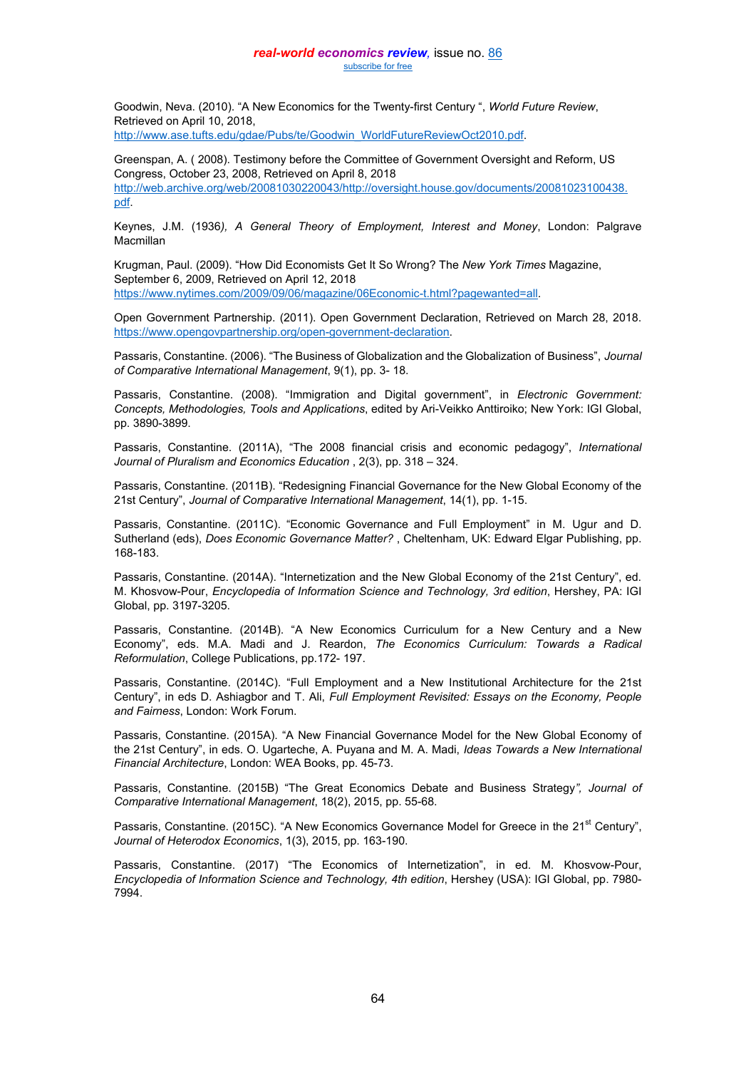Goodwin, Neva. (2010). “A New Economics for the Twenty-first Century “, *World Future Review*, Retrieved on April 10, 2018, http://www.ase.tufts.edu/gdae/Pubs/te/Goodwin_WorldFutureReviewOct2010.pdf.

Greenspan, A. ( 2008). Testimony before the Committee of Government Oversight and Reform, US Congress, October 23, 2008, Retrieved on April 8, 2018 http://web.archive.org/web/20081030220043/http://oversight.house.gov/documents/20081023100438.pdf.

Keynes, J.M. (1936*), A General Theory of Employment, Interest and Money*, London: Palgrave Macmillan

Krugman, Paul. (2009). “How Did Economists Get It So Wrong? The *New York Times* Magazine, September 6, 2009, Retrieved on April 12, 2018 https://www.nytimes.com/2009/09/06/magazine/06Economic-t.html?pagewanted=all.

Open Government Partnership. (2011). Open Government Declaration, Retrieved on March 28, 2018. https://www.opengovpartnership.org/open-government-declaration.

Passaris, Constantine. (2006). “The Business of Globalization and the Globalization of Business”, *Journal of Comparative International Management*, 9(1), pp. 3- 18.

Passaris, Constantine. (2008). “Immigration and Digital government”, in *Electronic Government: Concepts, Methodologies, Tools and Applications*, edited by Ari-Veikko Anttiroiko; New York: IGI Global, pp. 3890-3899.

Passaris, Constantine. (2011A), “The 2008 financial crisis and economic pedagogy”, *International Journal of Pluralism and Economics Education* , 2(3), pp. 318 – 324.

Passaris, Constantine. (2011B). “Redesigning Financial Governance for the New Global Economy of the 21st Century”, *Journal of Comparative International Management*, 14(1), pp. 1-15.

Passaris, Constantine. (2011C). “Economic Governance and Full Employment” in M. Ugur and D. Sutherland (eds), *Does Economic Governance Matter?* , Cheltenham, UK: Edward Elgar Publishing, pp. 168-183.

Passaris, Constantine. (2014A). “Internetization and the New Global Economy of the 21st Century”, ed. M. Khosvow-Pour, *Encyclopedia of Information Science and Technology, 3rd edition*, Hershey, PA: IGI Global, pp. 3197-3205.

Passaris, Constantine. (2014B). “A New Economics Curriculum for a New Century and a New Economy”, eds. M.A. Madi and J. Reardon, *The Economics Curriculum: Towards a Radical Reformulation*, College Publications, pp.172- 197.

Passaris, Constantine. (2014C). “Full Employment and a New Institutional Architecture for the 21st Century”, in eds D. Ashiagbor and T. Ali, *Full Employment Revisited: Essays on the Economy, People and Fairness*, London: Work Forum.

Passaris, Constantine. (2015A). “A New Financial Governance Model for the New Global Economy of the 21st Century”, in eds. O. Ugarteche, A. Puyana and M. A. Madi, *Ideas Towards a New International Financial Architecture*, London: WEA Books, pp. 45-73.

Passaris, Constantine. (2015B) “The Great Economics Debate and Business Strategy*”, Journal of Comparative International Management*, 18(2), 2015, pp. 55-68.

Passaris, Constantine. (2015C). “A New Economics Governance Model for Greece in the 21st Century”, *Journal of Heterodox Economics*, 1(3), 2015, pp. 163-190.

Passaris, Constantine. (2017) “The Economics of Internetization”, in ed. M. Khosvow-Pour, *Encyclopedia of Information Science and Technology, 4th edition*, Hershey (USA): IGI Global, pp. 7980-7994.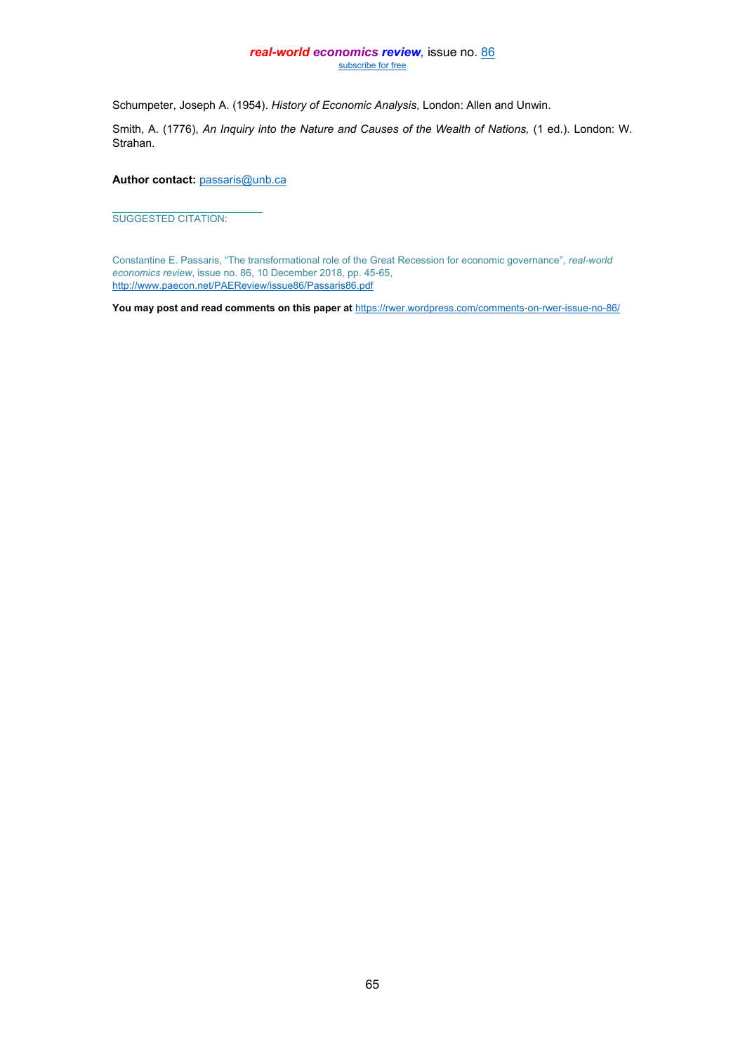Schumpeter, Joseph A. (1954). *History of Economic Analysis*, London: Allen and Unwin.

Smith, A. (1776), *An Inquiry into the Nature and Causes of the Wealth of Nations,* (1 ed.). London: W. Strahan.

**Author contact:** passaris@unb.ca

SUGGESTED CITATION:

Constantine E. Passaris, "The transformational role of the Great Recession for economic governance", *real-world economics review*, issue no. 86, 10 December 2018, pp. 45-65, http://www.paecon.net/PAEReview/issue86/Passaris86.pdf

**You may post and read comments on this paper at** https://rwer.wordpress.com/comments-on-rwer-issue-no-86/